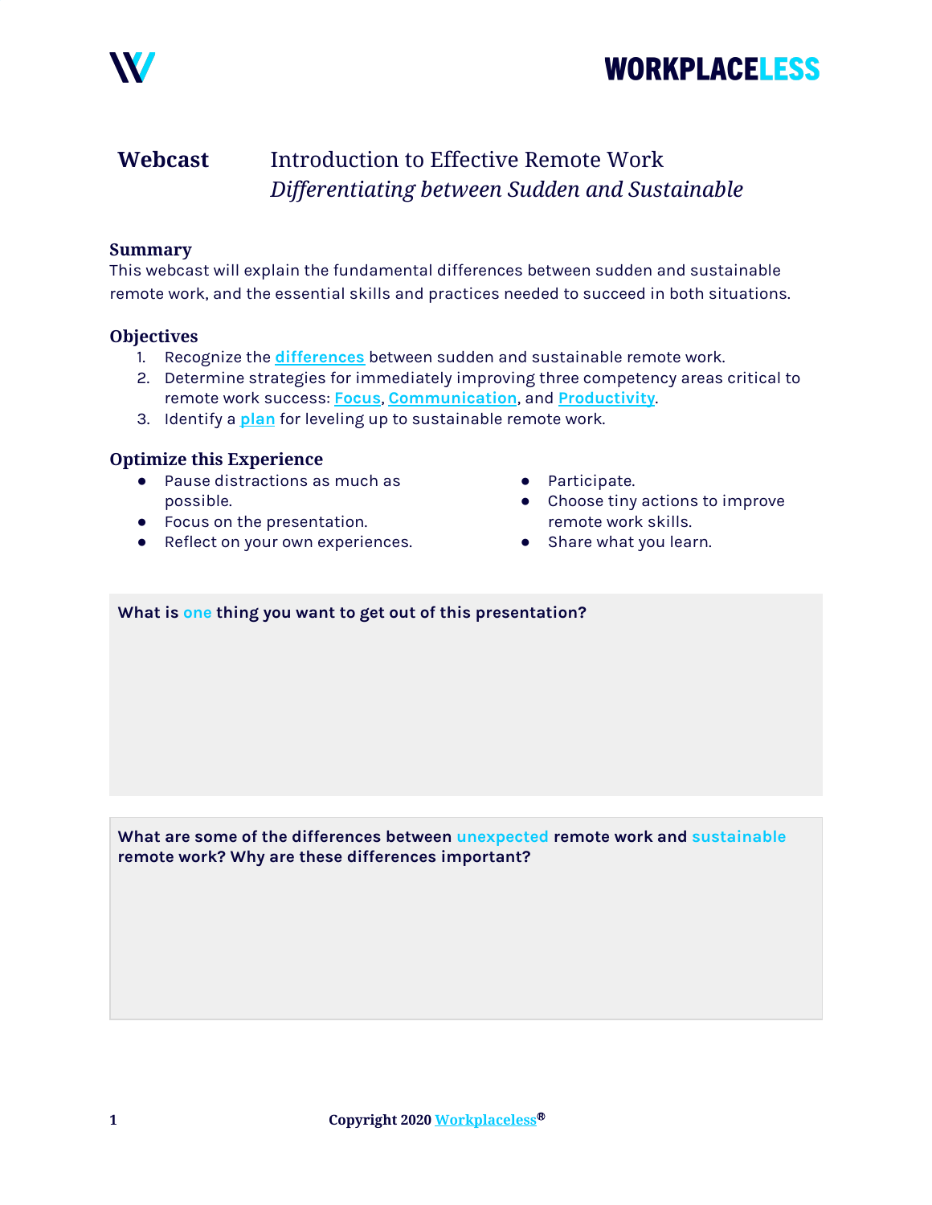# Webcast — Introduction to Effective Remote Work

*Differentiating between Sudden and Sustainable*

### Summary

This webcast will explain the fundamental differences between sudden and sustainable remote work, and the essential skills and practices needed to succeed in both situations.

### Objectives

1. Recognize the **differences** between sudden and sustainable remote work.
2. Determine strategies for immediately improving three competency areas critical to remote work success: **Focus**, **Communication**, and **Productivity**.
3. Identify a **plan** for leveling up to sustainable remote work.

### Optimize this Experience

- Pause distractions as much as possible.
- Focus on the presentation.
- Reflect on your own experiences.
- Participate.
- Choose tiny actions to improve remote work skills.
- Share what you learn.

**What is one thing you want to get out of this presentation?**

**What are some of the differences between unexpected remote work and sustainable remote work? Why are these differences important?**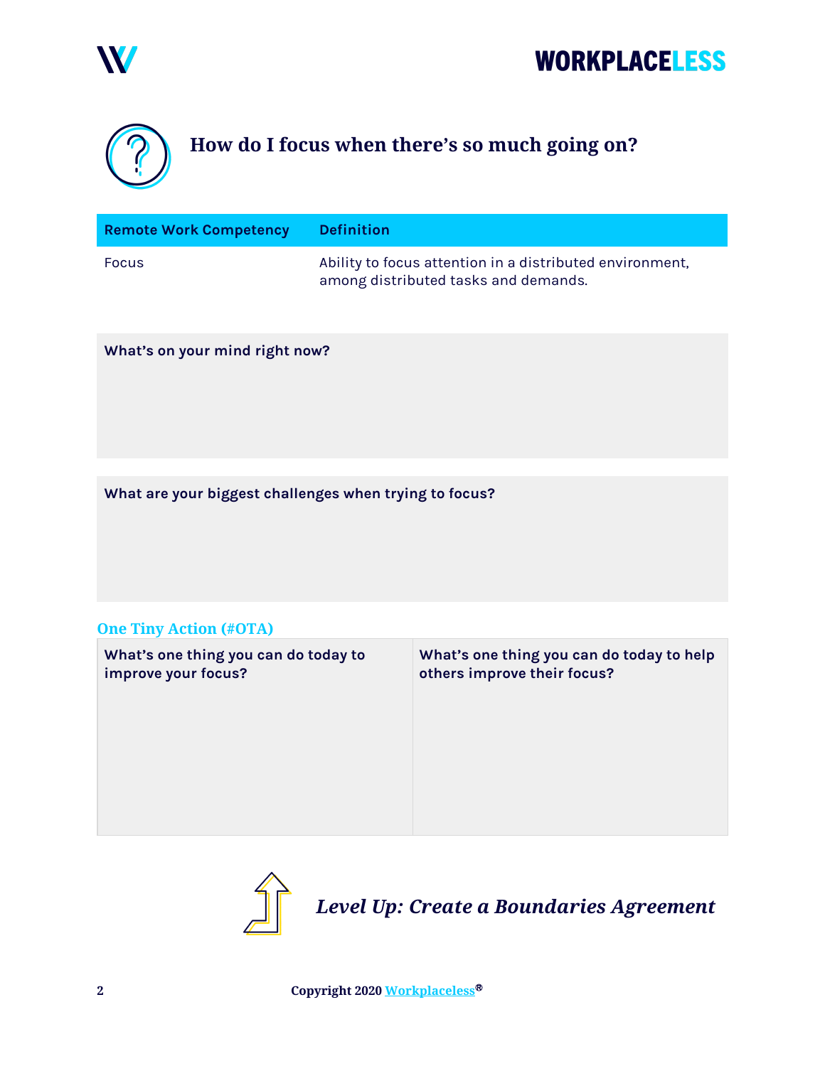# How do I focus when there's so much going on?

| Remote Work Competency | Definition |
|---|---|
| Focus | Ability to focus attention in a distributed environment, among distributed tasks and demands. |

**What's on your mind right now?**

**What are your biggest challenges when trying to focus?**

## One Tiny Action (#OTA)

| What's one thing you can do today to improve your focus? | What's one thing you can do today to help others improve their focus? |
|---|---|
| | |

***Level Up: Create a Boundaries Agreement***

Copyright 2020 Workplaceless®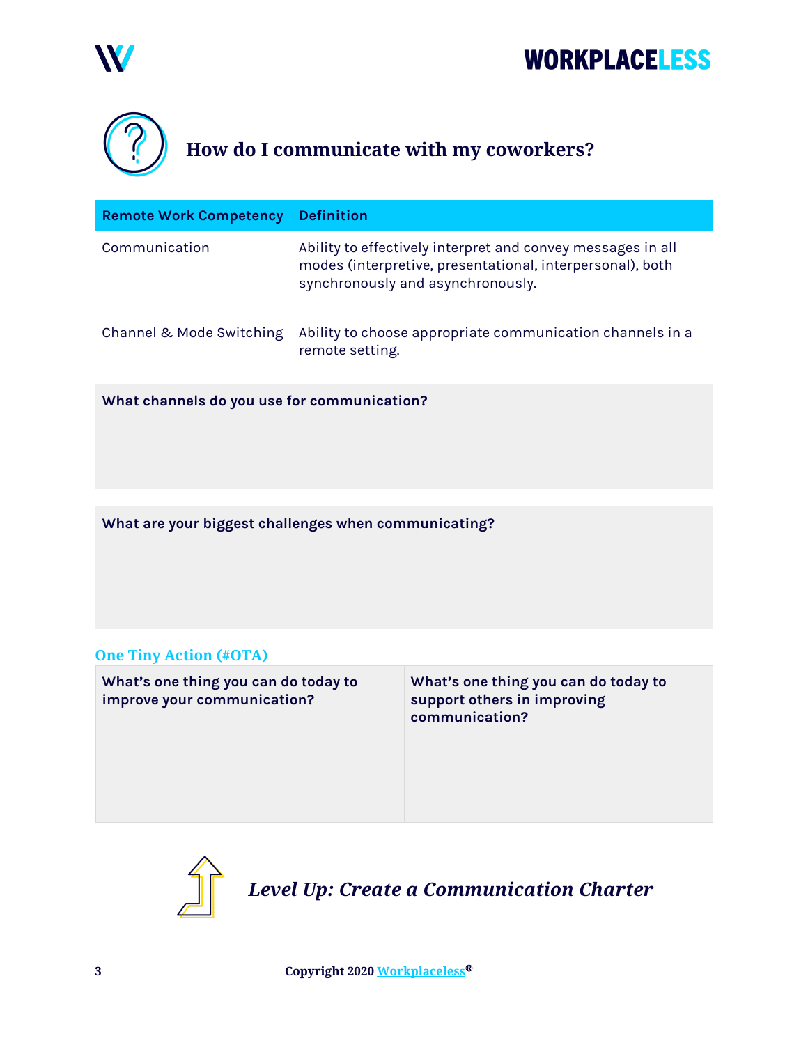## How do I communicate with my coworkers?

| Remote Work Competency | Definition |
| --- | --- |
| Communication | Ability to effectively interpret and convey messages in all modes (interpretive, presentational, interpersonal), both synchronously and asynchronously. |
| Channel & Mode Switching | Ability to choose appropriate communication channels in a remote setting. |

**What channels do you use for communication?**

**What are your biggest challenges when communicating?**

### One Tiny Action (#OTA)

| What's one thing you can do today to improve your communication? | What's one thing you can do today to support others in improving communication? |
| --- | --- |
| | |

***Level Up: Create a Communication Charter***

Copyright 2020 Workplaceless®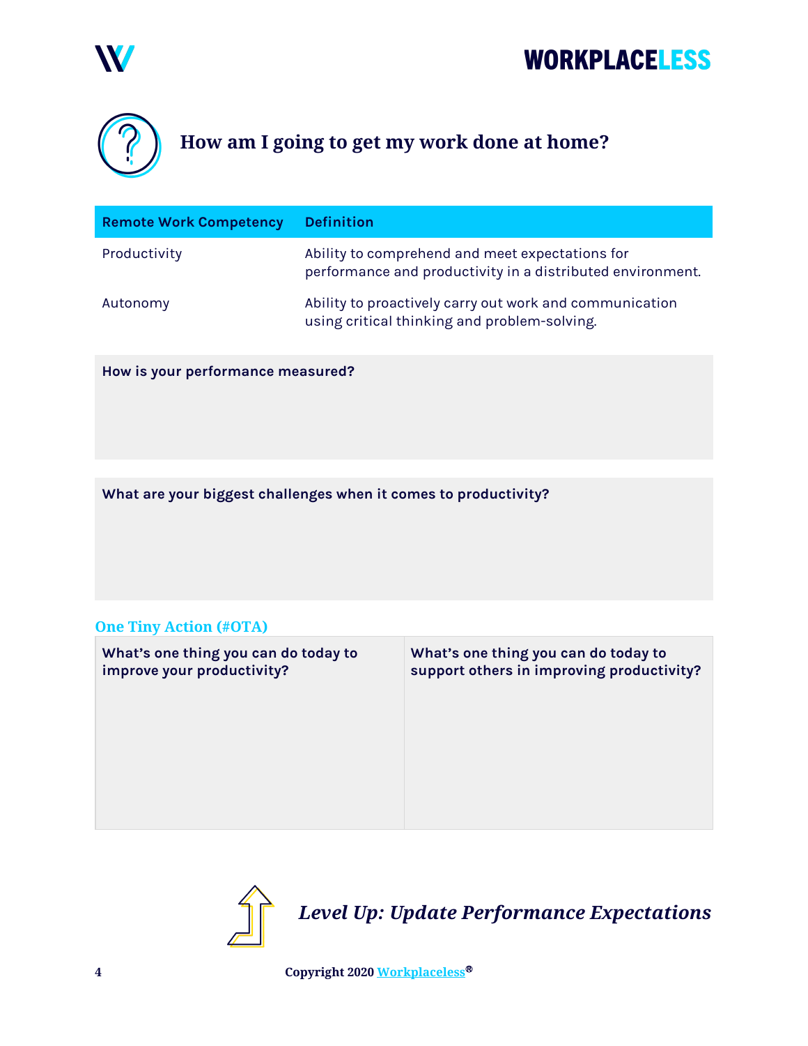## How am I going to get my work done at home?

| Remote Work Competency | Definition |
| --- | --- |
| Productivity | Ability to comprehend and meet expectations for performance and productivity in a distributed environment. |
| Autonomy | Ability to proactively carry out work and communication using critical thinking and problem-solving. |

**How is your performance measured?**

**What are your biggest challenges when it comes to productivity?**

### One Tiny Action (#OTA)

| What's one thing you can do today to improve your productivity? | What's one thing you can do today to support others in improving productivity? |
| --- | --- |
| | |

### *Level Up: Update Performance Expectations*

Copyright 2020 Workplaceless®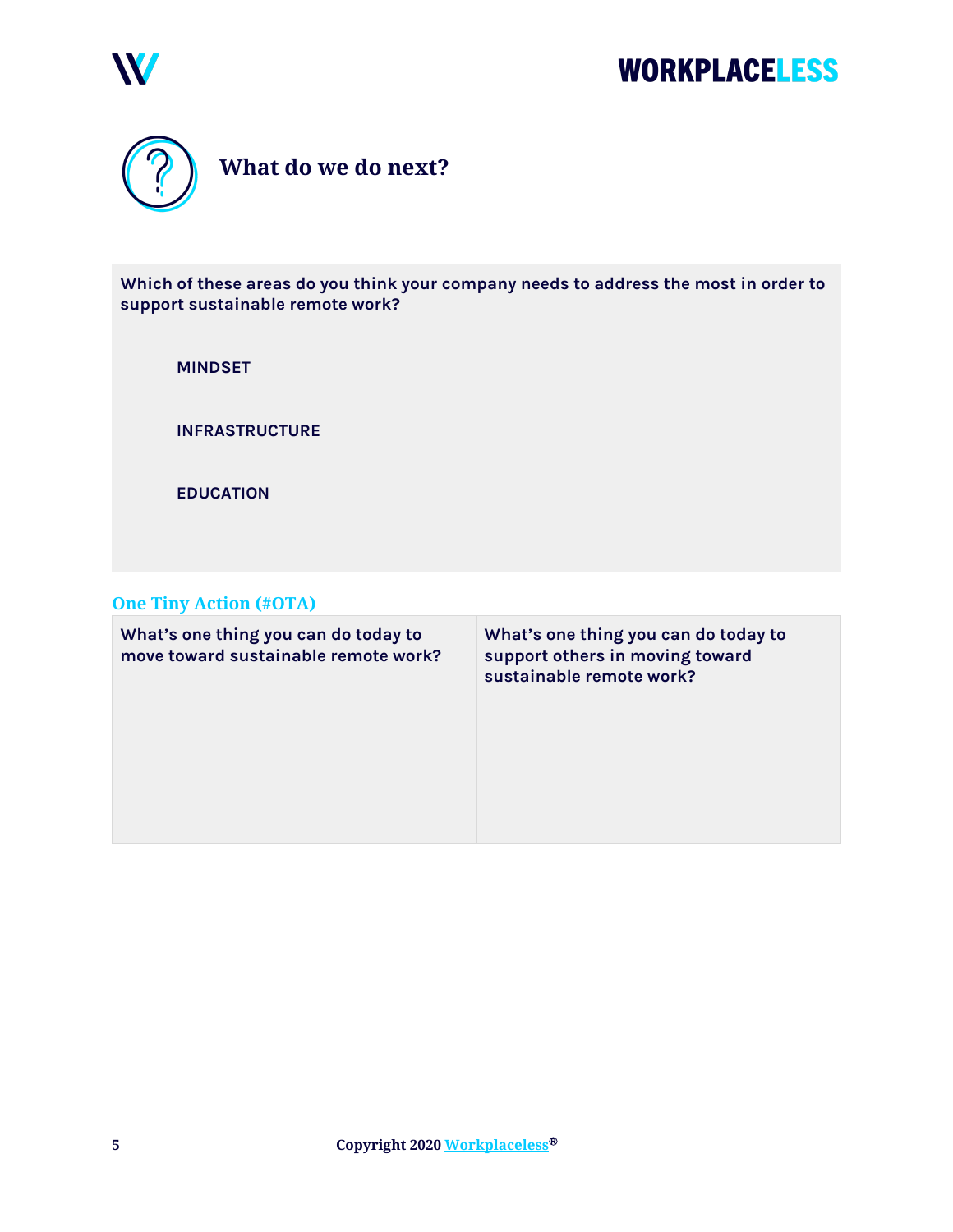## What do we do next?

**Which of these areas do you think your company needs to address the most in order to support sustainable remote work?**

**MINDSET**

**INFRASTRUCTURE**

**EDUCATION**

### One Tiny Action (#OTA)

| What's one thing you can do today to move toward sustainable remote work? | What's one thing you can do today to support others in moving toward sustainable remote work? |
|---|---|
| | |

Copyright 2020 Workplaceless®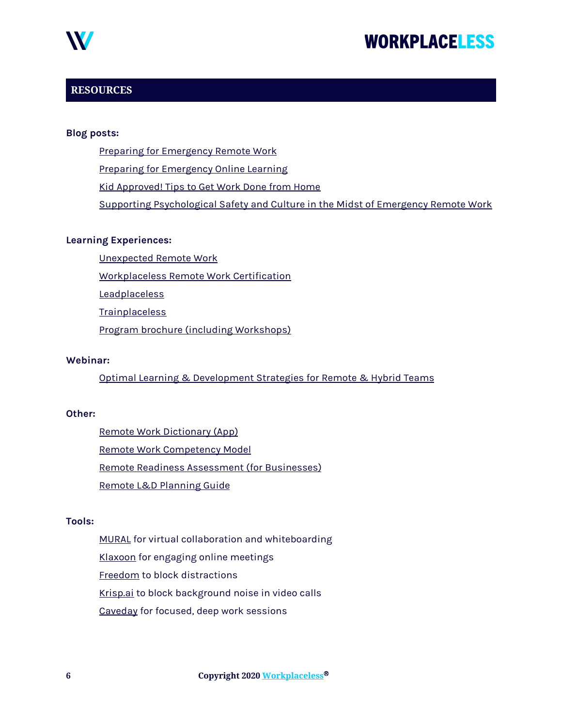## RESOURCES

**Blog posts:**

- Preparing for Emergency Remote Work
- Preparing for Emergency Online Learning
- Kid Approved! Tips to Get Work Done from Home
- Supporting Psychological Safety and Culture in the Midst of Emergency Remote Work

**Learning Experiences:**

- Unexpected Remote Work
- Workplaceless Remote Work Certification
- Leadplaceless
- Trainplaceless
- Program brochure (including Workshops)

**Webinar:**

- Optimal Learning & Development Strategies for Remote & Hybrid Teams

**Other:**

- Remote Work Dictionary (App)
- Remote Work Competency Model
- Remote Readiness Assessment (for Businesses)
- Remote L&D Planning Guide

**Tools:**

- MURAL for virtual collaboration and whiteboarding
- Klaxoon for engaging online meetings
- Freedom to block distractions
- Krisp.ai to block background noise in video calls
- Caveday for focused, deep work sessions

**Copyright 2020 Workplaceless®**